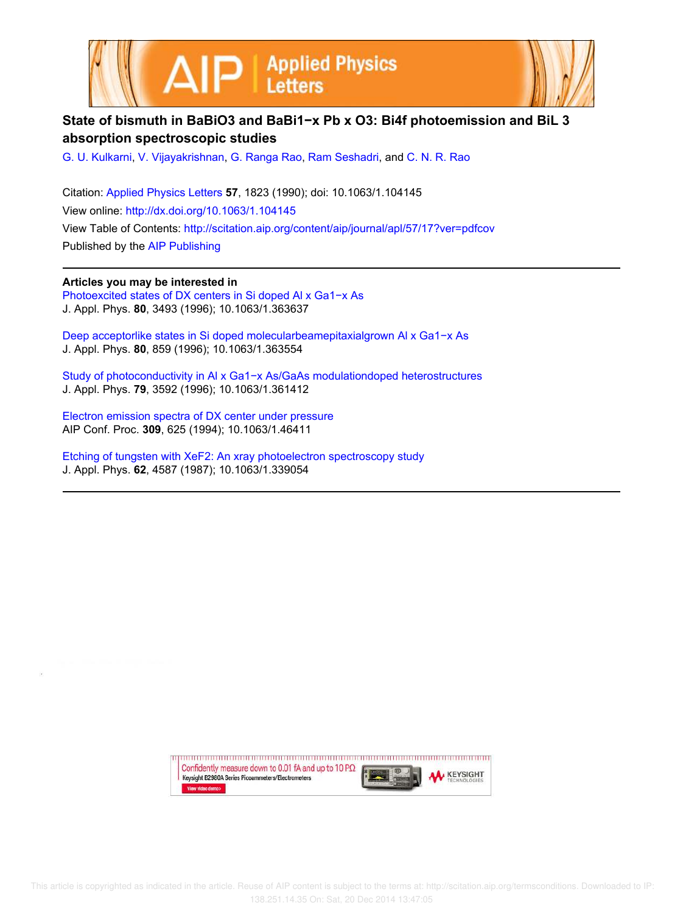# State of bismuth in $BaBiO_3$ and $BaBi_{1-x}Pb_xO_3$: Bi4f photoemission and BiL 3 absorption spectroscopic studies

G. U. Kulkarni, V. Vijayakrishnan, G. Ranga Rao, Ram Seshadri, and C. N. R. Rao

Citation: Applied Physics Letters **57**, 1823 (1990); doi: 10.1063/1.104145

View online: http://dx.doi.org/10.1063/1.104145

View Table of Contents: http://scitation.aip.org/content/aip/journal/apl/57/17?ver=pdfcov

Published by the AIP Publishing

**Articles you may be interested in**

Photoexcited states of DX centers in Si doped Al x Ga1−x As
J. Appl. Phys. **80**, 3493 (1996); 10.1063/1.363637

Deep acceptorlike states in Si doped molecularbeamepitaxialgrown Al x Ga1−x As
J. Appl. Phys. **80**, 859 (1996); 10.1063/1.363554

Study of photoconductivity in Al x Ga1−x As/GaAs modulationdoped heterostructures
J. Appl. Phys. **79**, 3592 (1996); 10.1063/1.361412

Electron emission spectra of DX center under pressure
AIP Conf. Proc. **309**, 625 (1994); 10.1063/1.46411

Etching of tungsten with XeF2: An xray photoelectron spectroscopy study
J. Appl. Phys. **62**, 4587 (1987); 10.1063/1.339054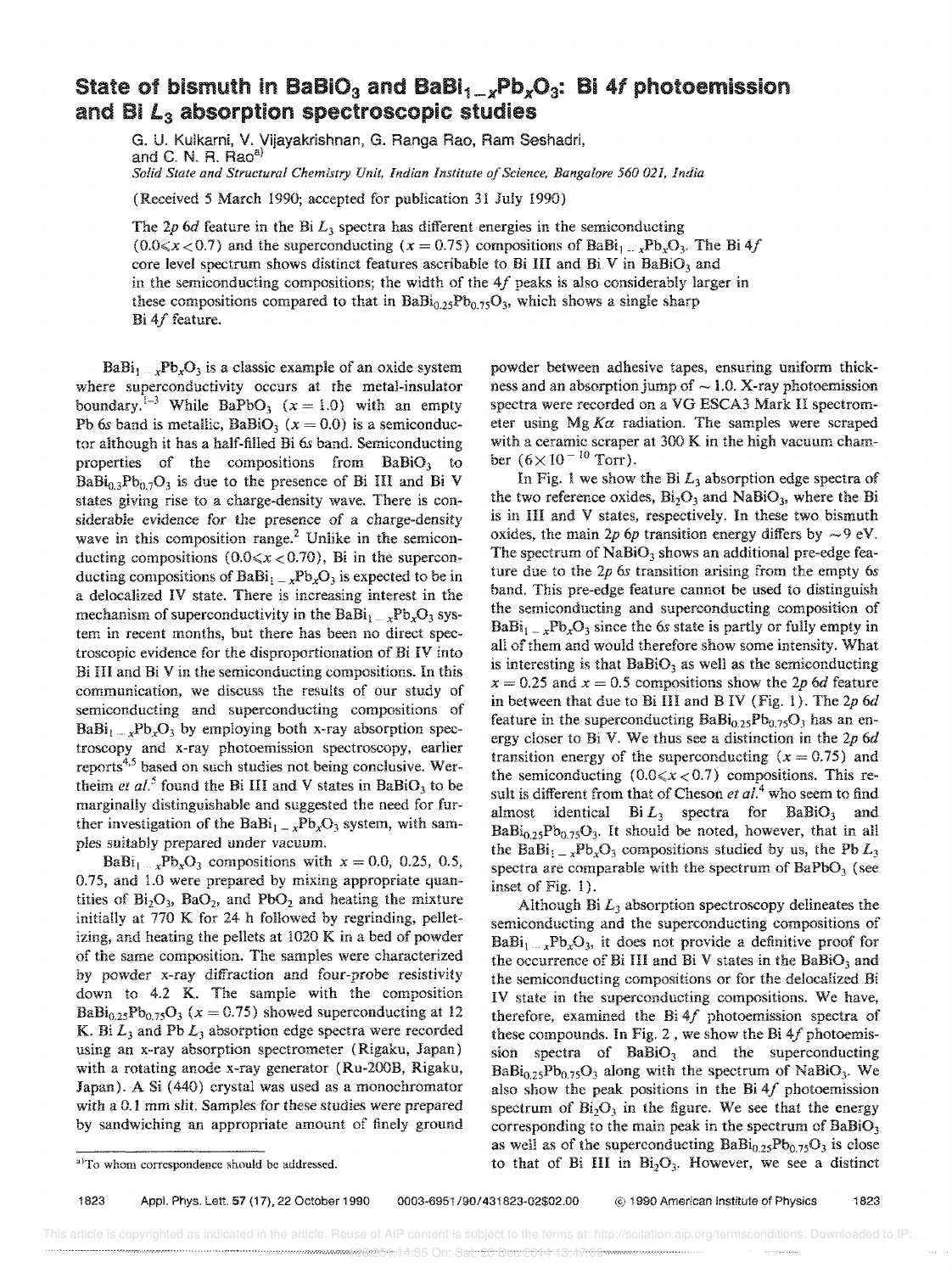# State of bismuth in $BaBiO_3$ and $BaBi_{1-x}Pb_xO_3$: Bi 4*f* photoemission and Bi $L_3$ absorption spectroscopic studies

G. U. Kulkarni, V. Vijayakrishnan, G. Ranga Rao, Ram Seshadri, and C. N. R. Rao[a]

*Solid State and Structural Chemistry Unit, Indian Institute of Science, Bangalore 560 021, India*

(Received 5 March 1990; accepted for publication 31 July 1990)

The 2*p* 6*d* feature in the Bi $L_3$ spectra has different energies in the semiconducting ($0.0 \leq x < 0.7$) and the superconducting ($x = 0.75$) compositions of $BaBi_{1-x}Pb_xO_3$. The Bi 4*f* core level spectrum shows distinct features ascribable to Bi III and Bi V in $BaBiO_3$ and in the semiconducting compositions; the width of the 4*f* peaks is also considerably larger in these compositions compared to that in $BaBi_{0.25}Pb_{0.75}O_3$, which shows a single sharp Bi 4*f* feature.

$BaBi_{1-x}Pb_xO_3$ is a classic example of an oxide system where superconductivity occurs at the metal-insulator boundary.[1-3] While $BaPbO_3$ ($x = 1.0$) with an empty Pb 6*s* band is metallic, $BaBiO_3$ ($x = 0.0$) is a semiconductor although it has a half-filled Bi 6*s* band. Semiconducting properties of the compositions from $BaBiO_3$ to $BaBi_{0.3}Pb_{0.7}O_3$ is due to the presence of Bi III and Bi V states giving rise to a charge-density wave. There is considerable evidence for the presence of a charge-density wave in this composition range.[2] Unlike in the semiconducting compositions ($0.0 \leq x < 0.70$), Bi in the superconducting compositions of $BaBi_{1-x}Pb_xO_3$ is expected to be in a delocalized IV state. There is increasing interest in the mechanism of superconductivity in the $BaBi_{1-x}Pb_xO_3$ system in recent months, but there has been no direct spectroscopic evidence for the disproportionation of Bi IV into Bi III and Bi V in the semiconducting compositions. In this communication, we discuss the results of our study of semiconducting and superconducting compositions of $BaBi_{1-x}Pb_xO_3$ by employing both x-ray absorption spectroscopy and x-ray photoemission spectroscopy, earlier reports[4,5] based on such studies not being conclusive. Wertheim *et al.*[5] found the Bi III and V states in $BaBiO_3$ to be marginally distinguishable and suggested the need for further investigation of the $BaBi_{1-x}Pb_xO_3$ system, with samples suitably prepared under vacuum.

$BaBi_{1-x}Pb_xO_3$ compositions with $x = 0.0$, 0.25, 0.5, 0.75, and 1.0 were prepared by mixing appropriate quantities of $Bi_2O_3$, $BaO_2$, and $PbO_2$ and heating the mixture initially at 770 K for 24 h followed by regrinding, pelletizing, and heating the pellets at 1020 K in a bed of powder of the same composition. The samples were characterized by powder x-ray diffraction and four-probe resistivity down to 4.2 K. The sample with the composition $BaBi_{0.25}Pb_{0.75}O_3$ ($x = 0.75$) showed superconducting at 12 K. Bi $L_3$ and Pb $L_3$ absorption edge spectra were recorded using an x-ray absorption spectrometer (Rigaku, Japan) with a rotating anode x-ray generator (Ru-200B, Rigaku, Japan). A Si (440) crystal was used as a monochromator with a 0.1 mm slit. Samples for these studies were prepared by sandwiching an appropriate amount of finely ground powder between adhesive tapes, ensuring uniform thickness and an absorption jump of $\sim 1.0$. X-ray photoemission spectra were recorded on a VG ESCA3 Mark II spectrometer using Mg $K\alpha$ radiation. The samples were scraped with a ceramic scraper at 300 K in the high vacuum chamber ($6 \times 10^{-10}$ Torr).

In Fig. 1 we show the Bi $L_3$ absorption edge spectra of the two reference oxides, $Bi_2O_3$ and $NaBiO_3$, where the Bi is in III and V states, respectively. In these two bismuth oxides, the main 2*p* 6*p* transition energy differs by $\sim 9$ eV. The spectrum of $NaBiO_3$ shows an additional pre-edge feature due to the 2*p* 6*s* transition arising from the empty 6*s* band. This pre-edge feature cannot be used to distinguish the semiconducting and superconducting composition of $BaBi_{1-x}Pb_xO_3$ since the 6*s* state is partly or fully empty in all of them and would therefore show some intensity. What is interesting is that $BaBiO_3$ as well as the semiconducting $x = 0.25$ and $x = 0.5$ compositions show the 2*p* 6*d* feature in between that due to Bi III and B IV (Fig. 1). The 2*p* 6*d* feature in the superconducting $BaBi_{0.25}Pb_{0.75}O_3$ has an energy closer to Bi V. We thus see a distinction in the 2*p* 6*d* transition energy of the superconducting ($x = 0.75$) and the semiconducting ($0.0 \leq x < 0.7$) compositions. This result is different from that of Cheson *et al.*[4] who seem to find almost identical Bi $L_3$ spectra for $BaBiO_3$ and $BaBi_{0.25}Pb_{0.75}O_3$. It should be noted, however, that in all the $BaBi_{1-x}Pb_xO_3$ compositions studied by us, the Pb $L_3$ spectra are comparable with the spectrum of $BaPbO_3$ (see inset of Fig. 1).

Although Bi $L_3$ absorption spectroscopy delineates the semiconducting and the superconducting compositions of $BaBi_{1-x}Pb_xO_3$, it does not provide a definitive proof for the occurrence of Bi III and Bi V states in the $BaBiO_3$ and the semiconducting compositions or for the delocalized Bi IV state in the superconducting compositions. We have, therefore, examined the Bi 4*f* photoemission spectra of these compounds. In Fig. 2, we show the Bi 4*f* photoemission spectra of $BaBiO_3$ and the superconducting $BaBi_{0.25}Pb_{0.75}O_3$ along with the spectrum of $NaBiO_3$. We also show the peak positions in the Bi 4*f* photoemission spectrum of $Bi_2O_3$ in the figure. We see that the energy corresponding to the main peak in the spectrum of $BaBiO_3$ as well as of the superconducting $BaBi_{0.25}Pb_{0.75}O_3$ is close to that of Bi III in $Bi_2O_3$. However, we see a distinct

[a] To whom correspondence should be addressed.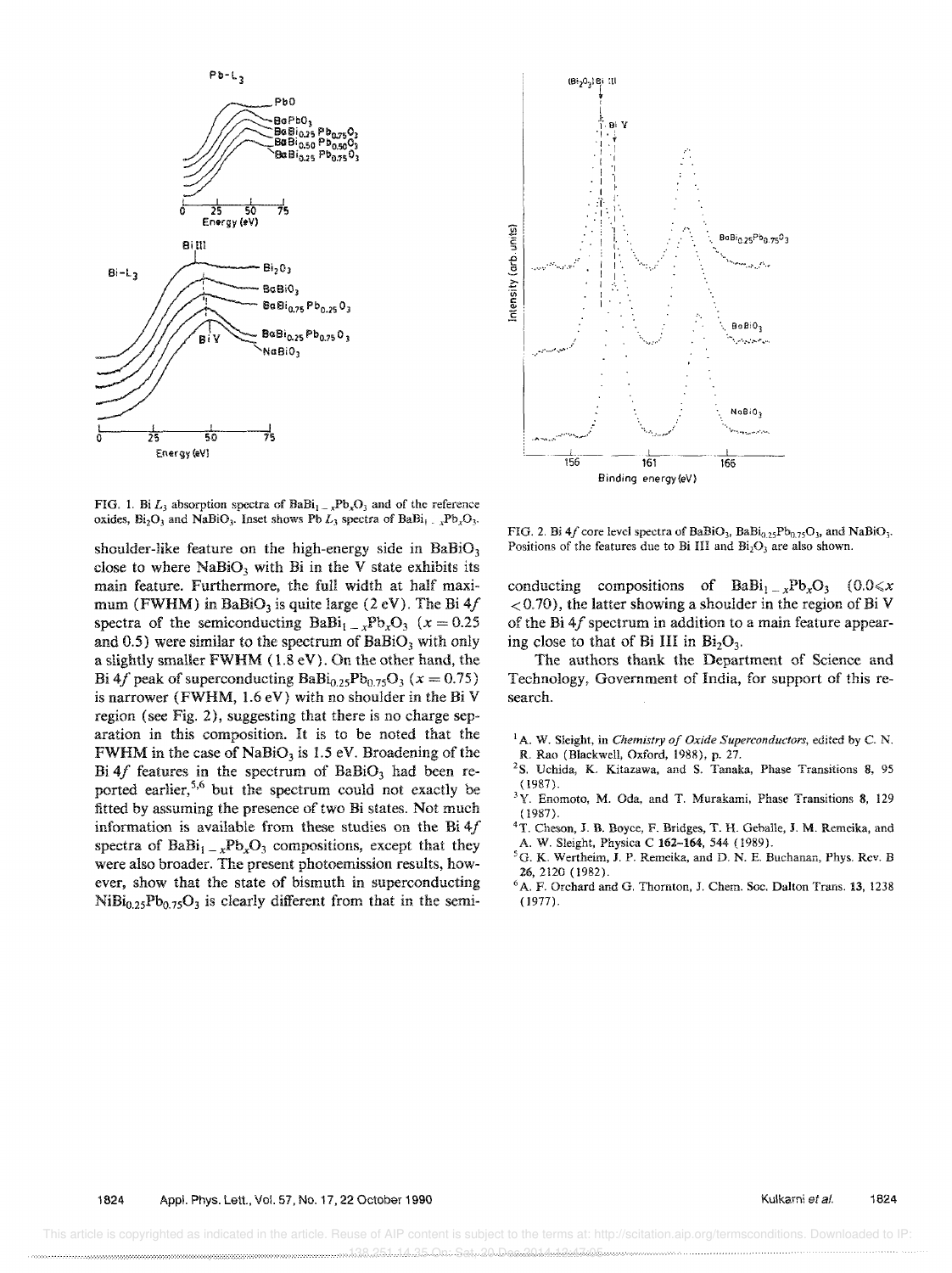Pb-$L_3$

PbO

$BaPbO_3$

$BaBi_{0.25}Pb_{0.75}O_3$

$BaBi_{0.50}Pb_{0.50}O_3$

$BaBi_{0.25}Pb_{0.75}O_3$

0 25 50 75

Energy (eV)

Bi III

Bi-$L_3$

$Bi_2O_3$

$BaBiO_3$

$BaBi_{0.75}Pb_{0.25}O_3$

Bi V

$BaBi_{0.25}Pb_{0.75}O_3$

$NaBiO_3$

0 25 50 75

Energy (eV)

FIG. 1. Bi $L_3$ absorption spectra of $BaBi_{1-x}Pb_xO_3$ and of the reference oxides, $Bi_2O_3$ and $NaBiO_3$. Inset shows Pb $L_3$ spectra of $BaBi_{1-x}Pb_xO_3$.

$(Bi_2O_3)$ Bi III

Bi V

$BaBi_{0.25}Pb_{0.75}O_3$

$BaBiO_3$

$NaBiO_3$

Intensity (arb. units)

156 161 166

Binding energy (eV)

FIG. 2. Bi 4$f$ core level spectra of $BaBiO_3$, $BaBi_{0.25}Pb_{0.75}O_3$, and $NaBiO_3$. Positions of the features due to Bi III and $Bi_2O_3$ are also shown.

shoulder-like feature on the high-energy side in $BaBiO_3$ close to where $NaBiO_3$ with Bi in the V state exhibits its main feature. Furthermore, the full width at half maximum (FWHM) in $BaBiO_3$ is quite large (2 eV). The Bi 4$f$ spectra of the semiconducting $BaBi_{1-x}Pb_xO_3$ ($x = 0.25$ and 0.5) were similar to the spectrum of $BaBiO_3$ with only a slightly smaller FWHM (1.8 eV). On the other hand, the Bi 4$f$ peak of superconducting $BaBi_{0.25}Pb_{0.75}O_3$ ($x = 0.75$) is narrower (FWHM, 1.6 eV) with no shoulder in the Bi V region (see Fig. 2), suggesting that there is no charge separation in this composition. It is to be noted that the FWHM in the case of $NaBiO_3$ is 1.5 eV. Broadening of the Bi 4$f$ features in the spectrum of $BaBiO_3$ had been reported earlier,[5,6] but the spectrum could not exactly be fitted by assuming the presence of two Bi states. Not much information is available from these studies on the Bi 4$f$ spectra of $BaBi_{1-x}Pb_xO_3$ compositions, except that they were also broader. The present photoemission results, however, show that the state of bismuth in superconducting $NiBi_{0.25}Pb_{0.75}O_3$ is clearly different from that in the semiconducting compositions of $BaBi_{1-x}Pb_xO_3$ ($0.0 \leqslant x < 0.70$), the latter showing a shoulder in the region of Bi V of the Bi 4$f$ spectrum in addition to a main feature appearing close to that of Bi III in $Bi_2O_3$.

The authors thank the Department of Science and Technology, Government of India, for support of this research.

[1] A. W. Sleight, in *Chemistry of Oxide Superconductors*, edited by C. N. R. Rao (Blackwell, Oxford, 1988), p. 27.

[2] S. Uchida, K. Kitazawa, and S. Tanaka, Phase Transitions **8**, 95 (1987).

[3] Y. Enomoto, M. Oda, and T. Murakami, Phase Transitions **8**, 129 (1987).

[4] T. Cheson, J. B. Boyce, F. Bridges, T. H. Geballe, J. M. Remeika, and A. W. Sleight, Physica C **162–164**, 544 (1989).

[5] G. K. Wertheim, J. P. Remeika, and D. N. E. Buchanan, Phys. Rev. B **26**, 2120 (1982).

[6] A. F. Orchard and G. Thornton, J. Chem. Soc. Dalton Trans. **13**, 1238 (1977).